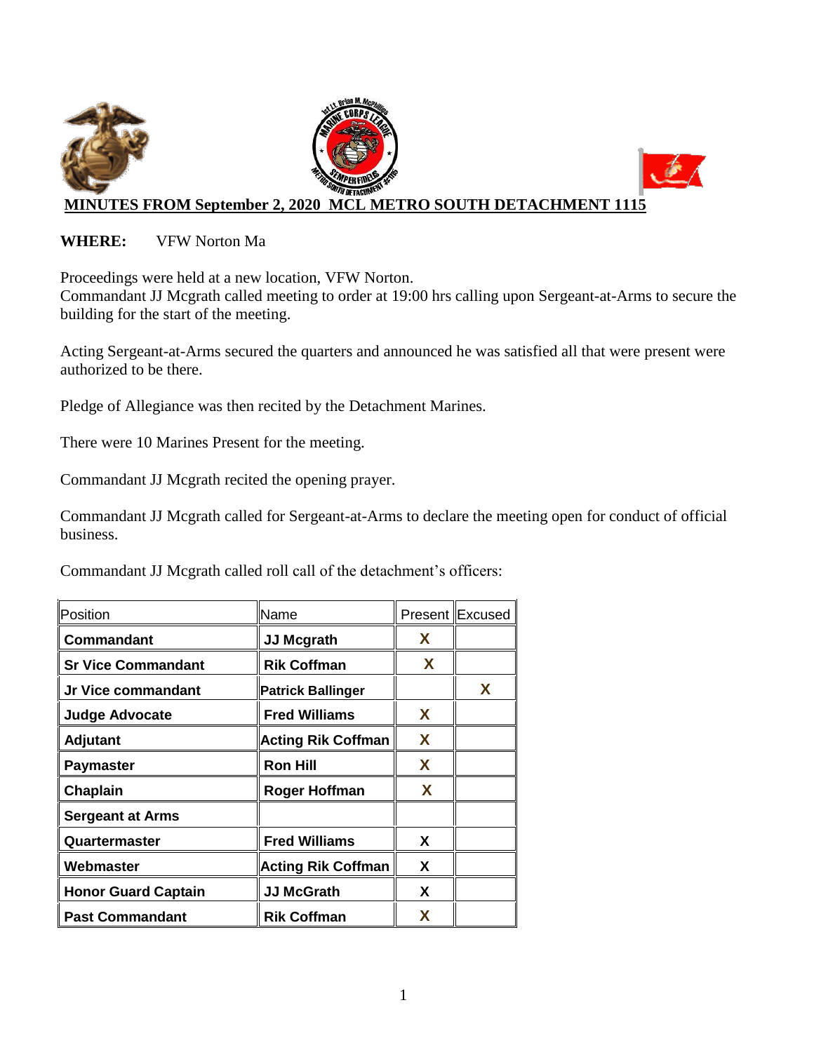## MINUTES FROM September 2, 2020 MCL METRO SOUTH DETACHMENT 1115

**WHERE:** VFW Norton Ma

Proceedings were held at a new location, VFW Norton.
Commandant JJ Mcgrath called meeting to order at 19:00 hrs calling upon Sergeant-at-Arms to secure the building for the start of the meeting.

Acting Sergeant-at-Arms secured the quarters and announced he was satisfied all that were present were authorized to be there.

Pledge of Allegiance was then recited by the Detachment Marines.

There were 10 Marines Present for the meeting.

Commandant JJ Mcgrath recited the opening prayer.

Commandant JJ Mcgrath called for Sergeant-at-Arms to declare the meeting open for conduct of official business.

Commandant JJ Mcgrath called roll call of the detachment's officers:

| Position | Name | Present | Excused |
|---|---|---|---|
| **Commandant** | **JJ Mcgrath** | **X** | |
| **Sr Vice Commandant** | **Rik Coffman** | **X** | |
| **Jr Vice commandant** | **Patrick Ballinger** | | **X** |
| **Judge Advocate** | **Fred Williams** | **X** | |
| **Adjutant** | **Acting Rik Coffman** | **X** | |
| **Paymaster** | **Ron Hill** | **X** | |
| **Chaplain** | **Roger Hoffman** | **X** | |
| **Sergeant at Arms** | | | |
| **Quartermaster** | **Fred Williams** | **X** | |
| **Webmaster** | **Acting Rik Coffman** | **X** | |
| **Honor Guard Captain** | **JJ McGrath** | **X** | |
| **Past Commandant** | **Rik Coffman** | **X** | |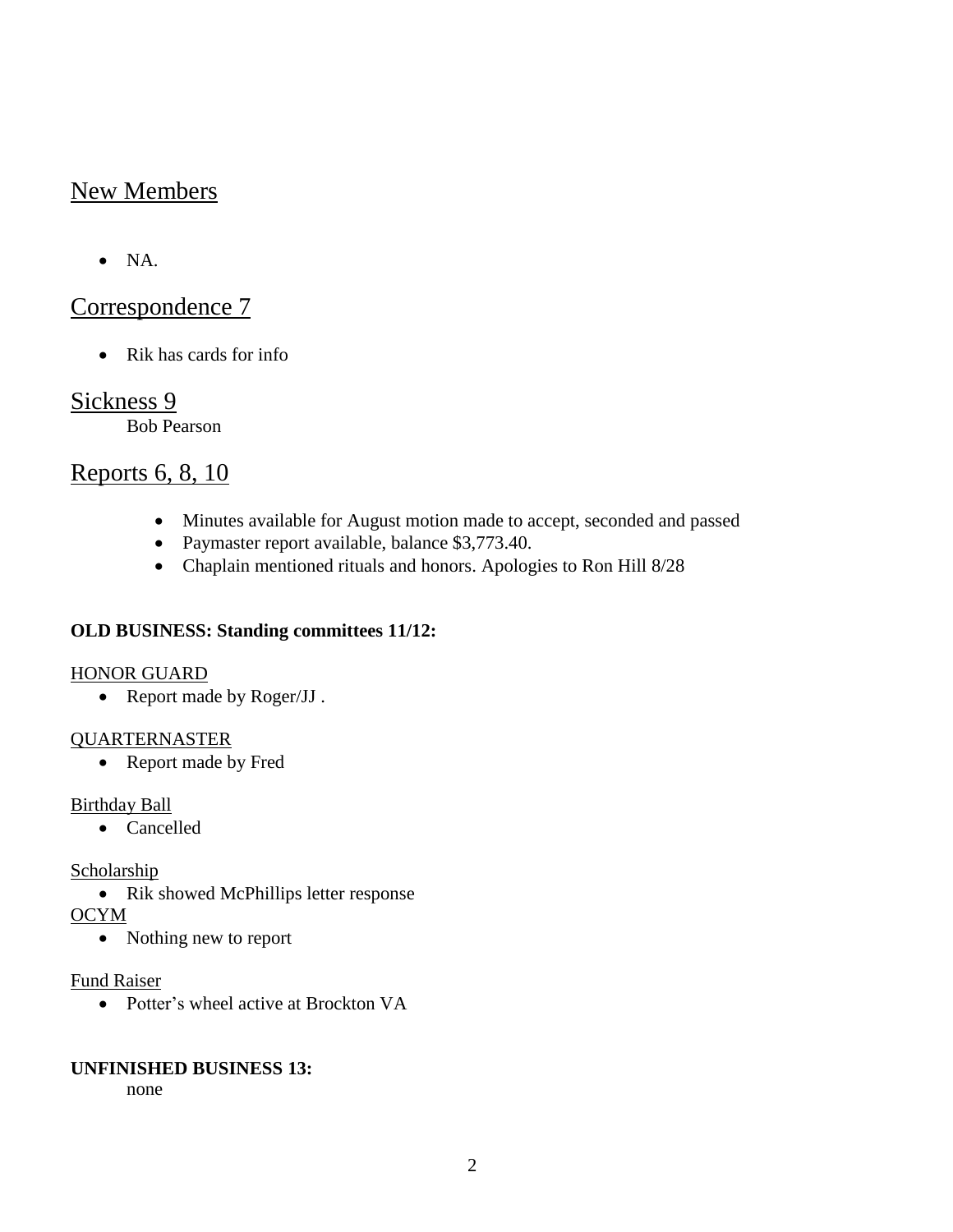## New Members

- NA.

## Correspondence 7

- Rik has cards for info

## Sickness 9

Bob Pearson

## Reports 6, 8, 10

- Minutes available for August motion made to accept, seconded and passed
- Paymaster report available, balance $3,773.40.
- Chaplain mentioned rituals and honors. Apologies to Ron Hill 8/28

**OLD BUSINESS: Standing committees 11/12:**

HONOR GUARD

- Report made by Roger/JJ .

QUARTERNASTER

- Report made by Fred

Birthday Ball

- Cancelled

Scholarship

- Rik showed McPhillips letter response

OCYM

- Nothing new to report

Fund Raiser

- Potter's wheel active at Brockton VA

**UNFINISHED BUSINESS 13:**

none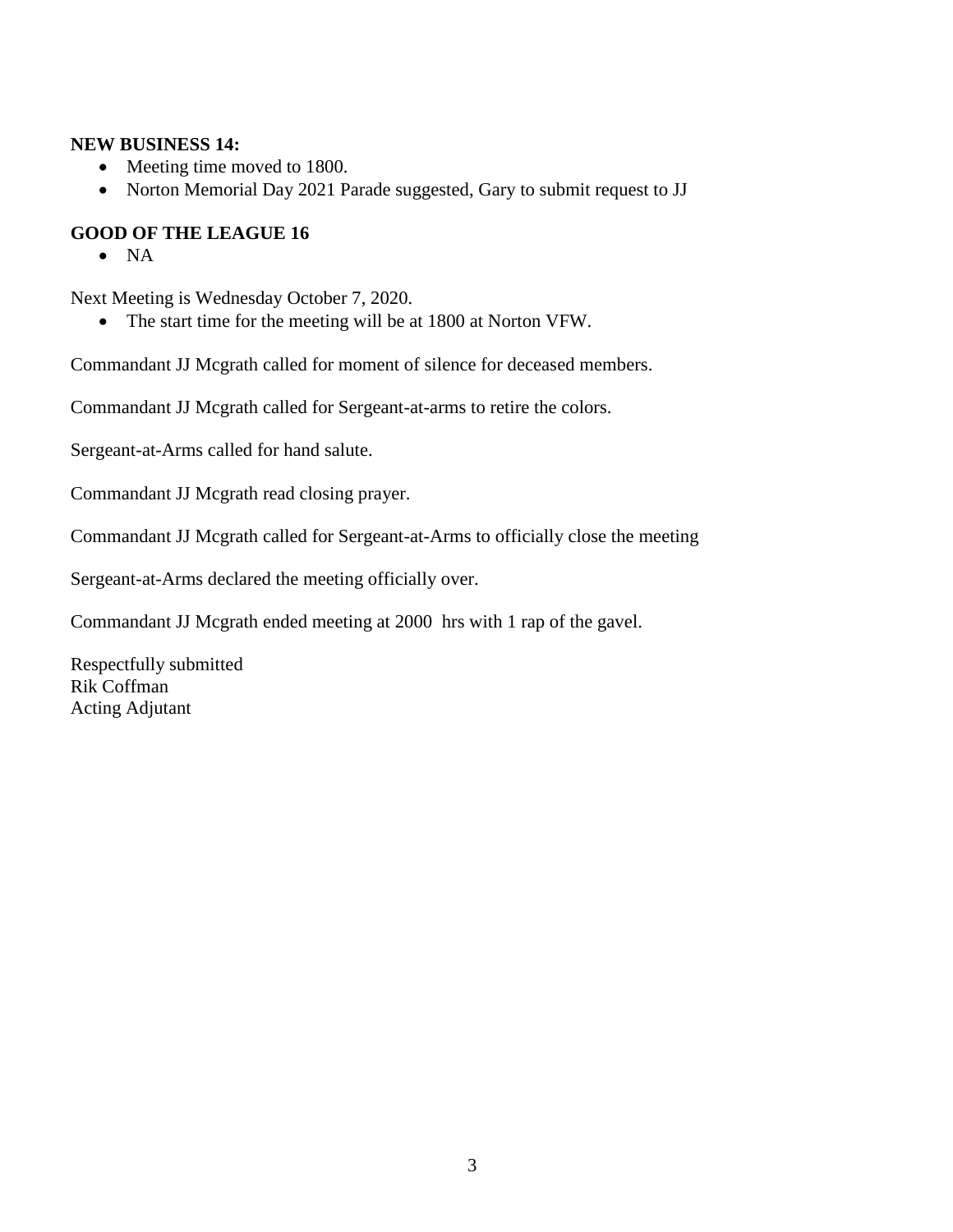**NEW BUSINESS 14:**

- Meeting time moved to 1800.
- Norton Memorial Day 2021 Parade suggested, Gary to submit request to JJ

**GOOD OF THE LEAGUE 16**

- NA

Next Meeting is Wednesday October 7, 2020.

- The start time for the meeting will be at 1800 at Norton VFW.

Commandant JJ Mcgrath called for moment of silence for deceased members.

Commandant JJ Mcgrath called for Sergeant-at-arms to retire the colors.

Sergeant-at-Arms called for hand salute.

Commandant JJ Mcgrath read closing prayer.

Commandant JJ Mcgrath called for Sergeant-at-Arms to officially close the meeting

Sergeant-at-Arms declared the meeting officially over.

Commandant JJ Mcgrath ended meeting at 2000 hrs with 1 rap of the gavel.

Respectfully submitted
Rik Coffman
Acting Adjutant